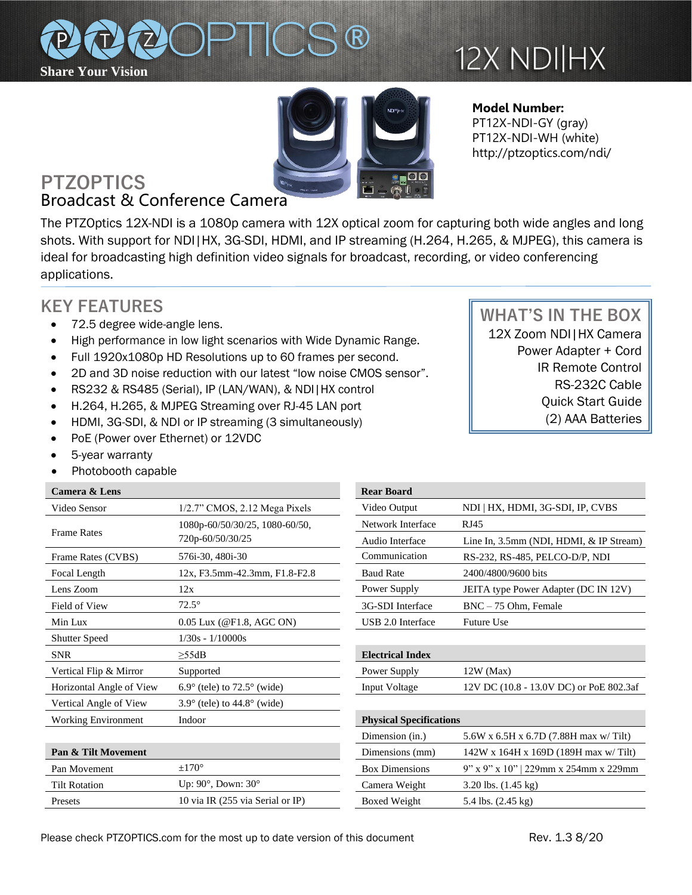# PTZOPTICS®

Share Your Vision

# 12X NDI|HX

**Model Number:**
PT12X-NDI-GY (gray)
PT12X-NDI-WH (white)
http://ptzoptics.com/ndi/

## PTZOPTICS
Broadcast & Conference Camera

The PTZOptics 12X-NDI is a 1080p camera with 12X optical zoom for capturing both wide angles and long shots. With support for NDI|HX, 3G-SDI, HDMI, and IP streaming (H.264, H.265, & MJPEG), this camera is ideal for broadcasting high definition video signals for broadcast, recording, or video conferencing applications.

## KEY FEATURES

- 72.5 degree wide-angle lens.
- High performance in low light scenarios with Wide Dynamic Range.
- Full 1920x1080p HD Resolutions up to 60 frames per second.
- 2D and 3D noise reduction with our latest "low noise CMOS sensor".
- RS232 & RS485 (Serial), IP (LAN/WAN), & NDI|HX control
- H.264, H.265, & MJPEG Streaming over RJ-45 LAN port
- HDMI, 3G-SDI, & NDI or IP streaming (3 simultaneously)
- PoE (Power over Ethernet) or 12VDC
- 5-year warranty
- Photobooth capable

## WHAT'S IN THE BOX

- 12X Zoom NDI|HX Camera
- Power Adapter + Cord
- IR Remote Control
- RS-232C Cable
- Quick Start Guide
- (2) AAA Batteries

| Camera & Lens | |
|---|---|
| Video Sensor | 1/2.7" CMOS, 2.12 Mega Pixels |
| Frame Rates | 1080p-60/50/30/25, 1080-60/50, 720p-60/50/30/25 |
| Frame Rates (CVBS) | 576i-30, 480i-30 |
| Focal Length | 12x, F3.5mm-42.3mm, F1.8-F2.8 |
| Lens Zoom | 12x |
| Field of View | 72.5° |
| Min Lux | 0.05 Lux (@F1.8, AGC ON) |
| Shutter Speed | 1/30s - 1/10000s |
| SNR | ≥55dB |
| Vertical Flip & Mirror | Supported |
| Horizontal Angle of View | 6.9° (tele) to 72.5° (wide) |
| Vertical Angle of View | 3.9° (tele) to 44.8° (wide) |
| Working Environment | Indoor |

| Pan & Tilt Movement | |
|---|---|
| Pan Movement | ±170° |
| Tilt Rotation | Up: 90°, Down: 30° |
| Presets | 10 via IR (255 via Serial or IP) |

| Rear Board | |
|---|---|
| Video Output | NDI \| HX, HDMI, 3G-SDI, IP, CVBS |
| Network Interface | RJ45 |
| Audio Interface | Line In, 3.5mm (NDI, HDMI, & IP Stream) |
| Communication | RS-232, RS-485, PELCO-D/P, NDI |
| Baud Rate | 2400/4800/9600 bits |
| Power Supply | JEITA type Power Adapter (DC IN 12V) |
| 3G-SDI Interface | BNC – 75 Ohm, Female |
| USB 2.0 Interface | Future Use |

| Electrical Index | |
|---|---|
| Power Supply | 12W (Max) |
| Input Voltage | 12V DC (10.8 - 13.0V DC) or PoE 802.3af |

| Physical Specifications | |
|---|---|
| Dimension (in.) | 5.6W x 6.5H x 6.7D (7.88H max w/ Tilt) |
| Dimensions (mm) | 142W x 164H x 169D (189H max w/ Tilt) |
| Box Dimensions | 9" x 9" x 10" \| 229mm x 254mm x 229mm |
| Camera Weight | 3.20 lbs. (1.45 kg) |
| Boxed Weight | 5.4 lbs. (2.45 kg) |

Please check PTZOPTICS.com for the most up to date version of this document

Rev. 1.3 8/20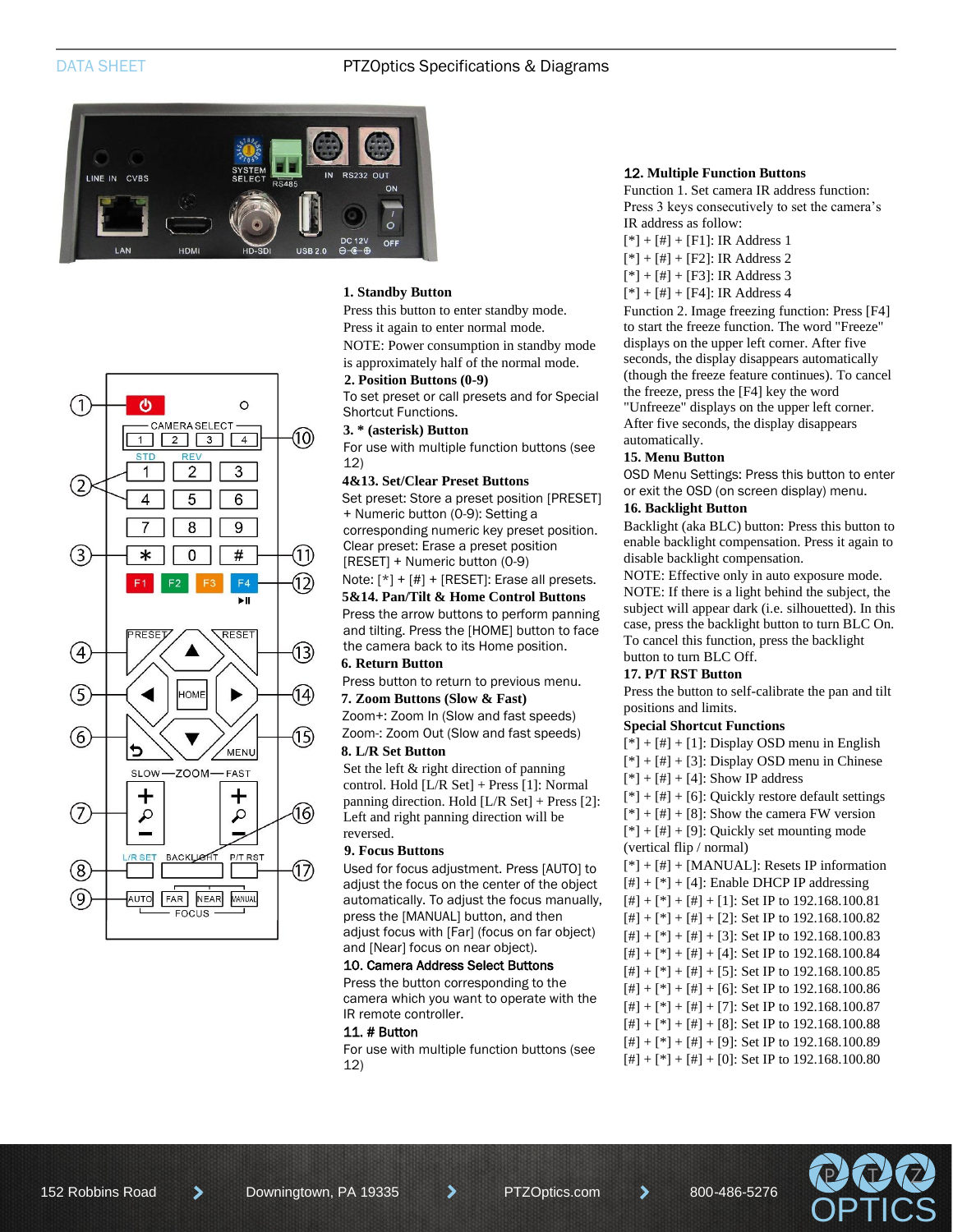1. Standby Button

Press this button to enter standby mode. Press it again to enter normal mode.

NOTE: Power consumption in standby mode is approximately half of the normal mode.

2. Position Buttons (0-9)

To set preset or call presets and for Special Shortcut Functions.

3. * (asterisk) Button

For use with multiple function buttons (see 12)

4&13. Set/Clear Preset Buttons

Set preset: Store a preset position [PRESET] + Numeric button (0-9): Setting a corresponding numeric key preset position.

Clear preset: Erase a preset position [RESET] + Numeric button (0-9)

Note: [*] + [#] + [RESET]: Erase all presets.

5&14. Pan/Tilt & Home Control Buttons

Press the arrow buttons to perform panning and tilting. Press the [HOME] button to face the camera back to its Home position.

6. Return Button

Press button to return to previous menu.

7. Zoom Buttons (Slow & Fast)

Zoom+: Zoom In (Slow and fast speeds)

Zoom-: Zoom Out (Slow and fast speeds)

8. L/R Set Button

Set the left & right direction of panning control. Hold [L/R Set] + Press [1]: Normal panning direction. Hold [L/R Set] + Press [2]: Left and right panning direction will be reversed.

9. Focus Buttons

Used for focus adjustment. Press [AUTO] to adjust the focus on the center of the object automatically. To adjust the focus manually, press the [MANUAL] button, and then adjust focus with [Far] (focus on far object) and [Near] focus on near object).

10. Camera Address Select Buttons

Press the button corresponding to the camera which you want to operate with the IR remote controller.

11. # Button

For use with multiple function buttons (see 12)

12. Multiple Function Buttons

Function 1. Set camera IR address function: Press 3 keys consecutively to set the camera's IR address as follow:

[*] + [#] + [F1]: IR Address 1
[*] + [#] + [F2]: IR Address 2
[*] + [#] + [F3]: IR Address 3
[*] + [#] + [F4]: IR Address 4

Function 2. Image freezing function: Press [F4] to start the freeze function. The word "Freeze" displays on the upper left corner. After five seconds, the display disappears automatically (though the freeze feature continues). To cancel the freeze, press the [F4] key the word "Unfreeze" displays on the upper left corner. After five seconds, the display disappears automatically.

15. Menu Button

OSD Menu Settings: Press this button to enter or exit the OSD (on screen display) menu.

16. Backlight Button

Backlight (aka BLC) button: Press this button to enable backlight compensation. Press it again to disable backlight compensation.

NOTE: Effective only in auto exposure mode.

NOTE: If there is a light behind the subject, the subject will appear dark (i.e. silhouetted). In this case, press the backlight button to turn BLC On. To cancel this function, press the backlight button to turn BLC Off.

17. P/T RST Button

Press the button to self-calibrate the pan and tilt positions and limits.

Special Shortcut Functions

[*] + [#] + [1]: Display OSD menu in English
[*] + [#] + [3]: Display OSD menu in Chinese
[*] + [#] + [4]: Show IP address
[*] + [#] + [6]: Quickly restore default settings
[*] + [#] + [8]: Show the camera FW version
[*] + [#] + [9]: Quickly set mounting mode (vertical flip / normal)
[*] + [#] + [MANUAL]: Resets IP information
[#] + [*] + [4]: Enable DHCP IP addressing
[#] + [*] + [#] + [1]: Set IP to 192.168.100.81
[#] + [*] + [#] + [2]: Set IP to 192.168.100.82
[#] + [*] + [#] + [3]: Set IP to 192.168.100.83
[#] + [*] + [#] + [4]: Set IP to 192.168.100.84
[#] + [*] + [#] + [5]: Set IP to 192.168.100.85
[#] + [*] + [#] + [6]: Set IP to 192.168.100.86
[#] + [*] + [#] + [7]: Set IP to 192.168.100.87
[#] + [*] + [#] + [8]: Set IP to 192.168.100.88
[#] + [*] + [#] + [9]: Set IP to 192.168.100.89
[#] + [*] + [#] + [0]: Set IP to 192.168.100.80